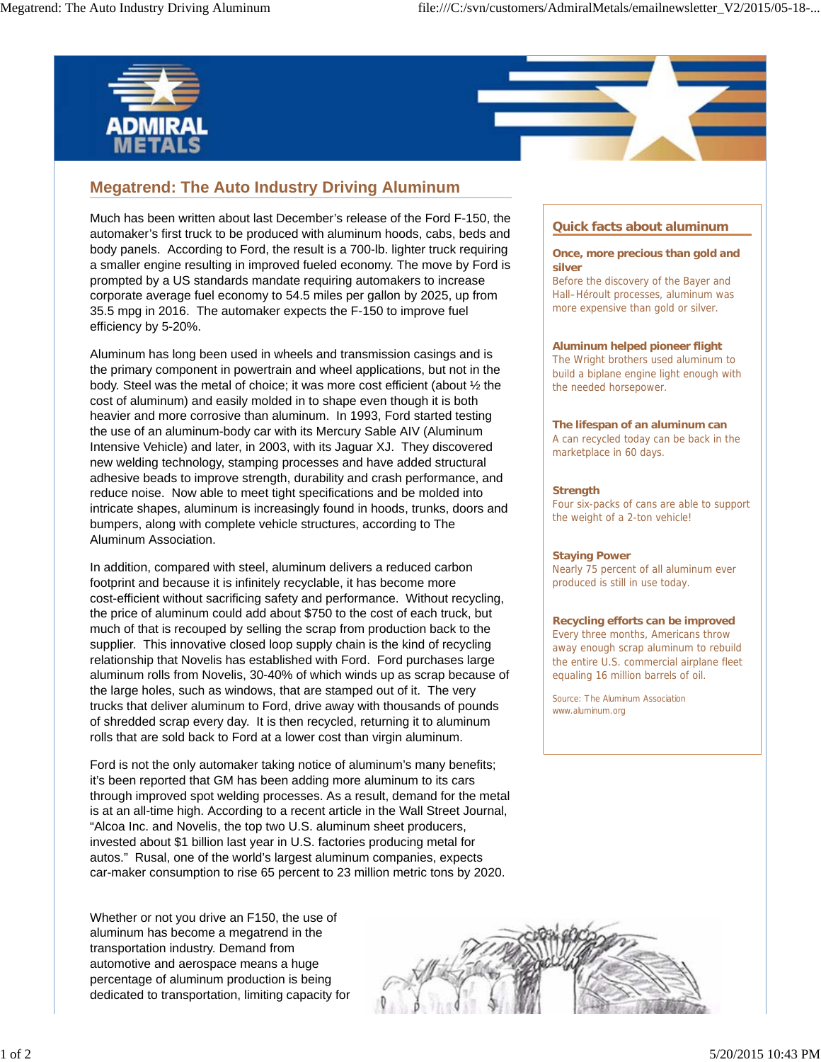# Megatrend: The Auto Industry Driving Aluminum

Much has been written about last December's release of the Ford F-150, the automaker's first truck to be produced with aluminum hoods, cabs, beds and body panels. According to Ford, the result is a 700-lb. lighter truck requiring a smaller engine resulting in improved fueled economy. The move by Ford is prompted by a US standards mandate requiring automakers to increase corporate average fuel economy to 54.5 miles per gallon by 2025, up from 35.5 mpg in 2016. The automaker expects the F-150 to improve fuel efficiency by 5-20%.

Aluminum has long been used in wheels and transmission casings and is the primary component in powertrain and wheel applications, but not in the body. Steel was the metal of choice; it was more cost efficient (about ½ the cost of aluminum) and easily molded in to shape even though it is both heavier and more corrosive than aluminum. In 1993, Ford started testing the use of an aluminum-body car with its Mercury Sable AIV (Aluminum Intensive Vehicle) and later, in 2003, with its Jaguar XJ. They discovered new welding technology, stamping processes and have added structural adhesive beads to improve strength, durability and crash performance, and reduce noise. Now able to meet tight specifications and be molded into intricate shapes, aluminum is increasingly found in hoods, trunks, doors and bumpers, along with complete vehicle structures, according to The Aluminum Association.

In addition, compared with steel, aluminum delivers a reduced carbon footprint and because it is infinitely recyclable, it has become more cost-efficient without sacrificing safety and performance. Without recycling, the price of aluminum could add about $750 to the cost of each truck, but much of that is recouped by selling the scrap from production back to the supplier. This innovative closed loop supply chain is the kind of recycling relationship that Novelis has established with Ford. Ford purchases large aluminum rolls from Novelis, 30-40% of which winds up as scrap because of the large holes, such as windows, that are stamped out of it. The very trucks that deliver aluminum to Ford, drive away with thousands of pounds of shredded scrap every day. It is then recycled, returning it to aluminum rolls that are sold back to Ford at a lower cost than virgin aluminum.

Ford is not the only automaker taking notice of aluminum's many benefits; it's been reported that GM has been adding more aluminum to its cars through improved spot welding processes. As a result, demand for the metal is at an all-time high. According to a recent article in the Wall Street Journal, "Alcoa Inc. and Novelis, the top two U.S. aluminum sheet producers, invested about $1 billion last year in U.S. factories producing metal for autos." Rusal, one of the world's largest aluminum companies, expects car-maker consumption to rise 65 percent to 23 million metric tons by 2020.

Whether or not you drive an F150, the use of aluminum has become a megatrend in the transportation industry. Demand from automotive and aerospace means a huge percentage of aluminum production is being dedicated to transportation, limiting capacity for

## Quick facts about aluminum

**Once, more precious than gold and silver**
Before the discovery of the Bayer and Hall–Héroult processes, aluminum was more expensive than gold or silver.

**Aluminum helped pioneer flight**
The Wright brothers used aluminum to build a biplane engine light enough with the needed horsepower.

**The lifespan of an aluminum can**
A can recycled today can be back in the marketplace in 60 days.

**Strength**
Four six-packs of cans are able to support the weight of a 2-ton vehicle!

**Staying Power**
Nearly 75 percent of all aluminum ever produced is still in use today.

**Recycling efforts can be improved**
Every three months, Americans throw away enough scrap aluminum to rebuild the entire U.S. commercial airplane fleet equaling 16 million barrels of oil.

Source: The Aluminum Association
www.aluminum.org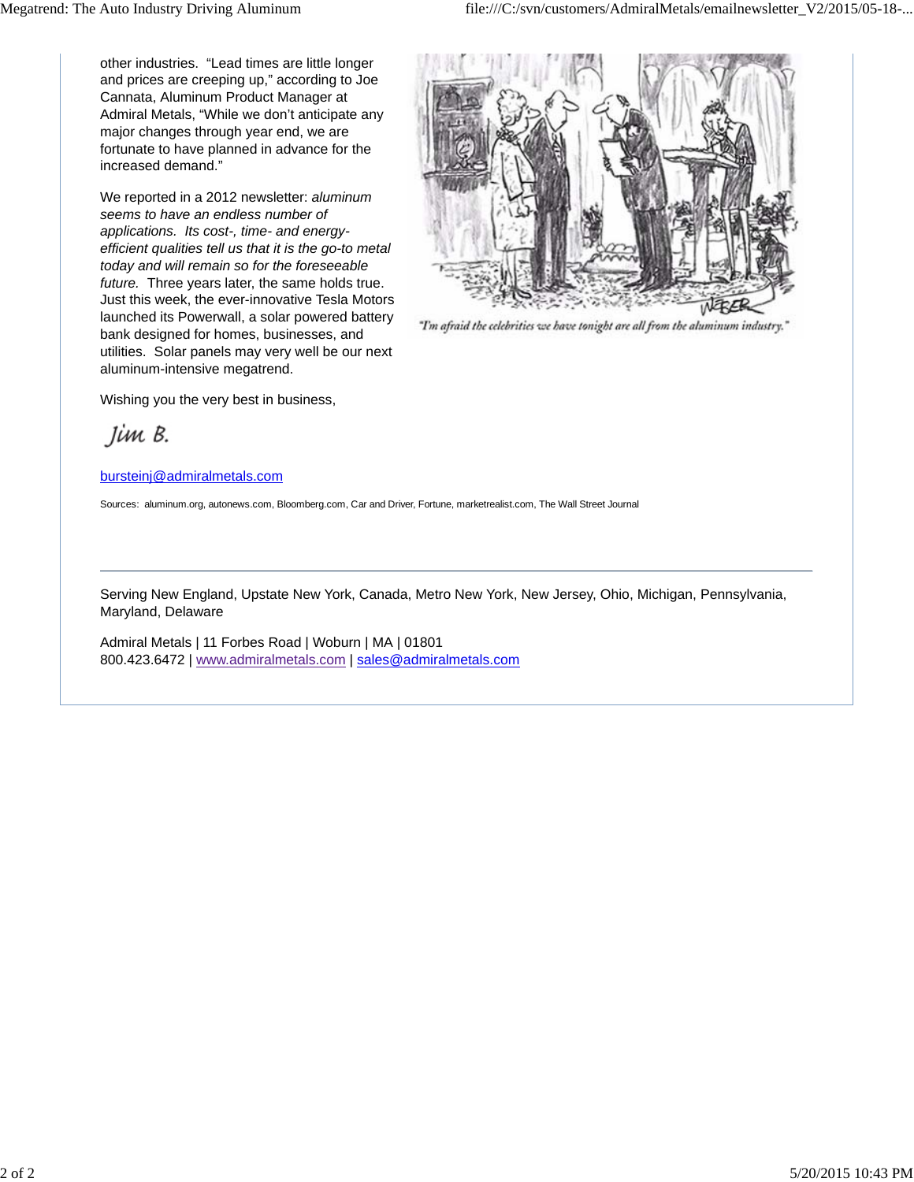other industries. "Lead times are little longer and prices are creeping up," according to Joe Cannata, Aluminum Product Manager at Admiral Metals, "While we don't anticipate any major changes through year end, we are fortunate to have planned in advance for the increased demand."

We reported in a 2012 newsletter: *aluminum seems to have an endless number of applications. Its cost-, time- and energy-efficient qualities tell us that it is the go-to metal today and will remain so for the foreseeable future.* Three years later, the same holds true. Just this week, the ever-innovative Tesla Motors launched its Powerwall, a solar powered battery bank designed for homes, businesses, and utilities. Solar panels may very well be our next aluminum-intensive megatrend.

"I'm afraid the celebrities we have tonight are all from the aluminum industry."

Wishing you the very best in business,

Jim B.

[bursteinj@admiralmetals.com](mailto:bursteinj@admiralmetals.com)

Sources: aluminum.org, autonews.com, Bloomberg.com, Car and Driver, Fortune, marketrealist.com, The Wall Street Journal

---

Serving New England, Upstate New York, Canada, Metro New York, New Jersey, Ohio, Michigan, Pennsylvania, Maryland, Delaware

Admiral Metals | 11 Forbes Road | Woburn | MA | 01801
800.423.6472 | [www.admiralmetals.com](http://www.admiralmetals.com) | [sales@admiralmetals.com](mailto:sales@admiralmetals.com)